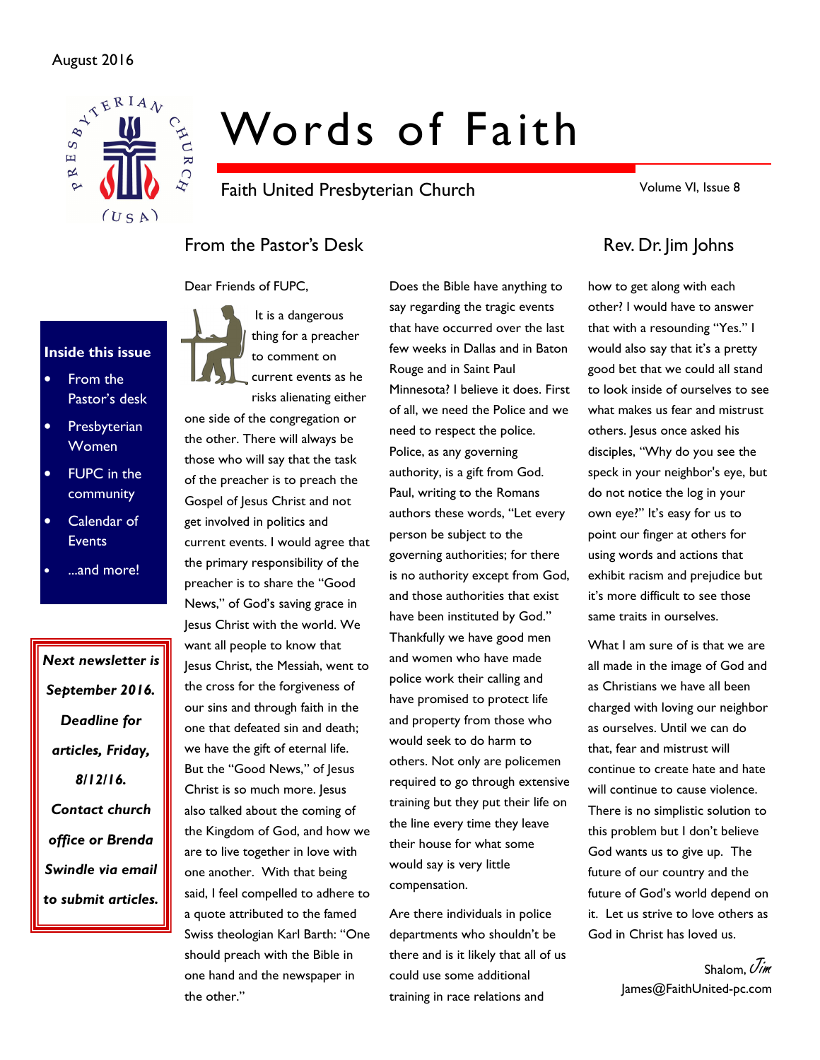August 2016

# Words of Faith

Faith United Presbyterian Church

Volume VI, Issue 8

**Inside this issue**

- From the Pastor's desk
- Presbyterian Women
- FUPC in the community
- Calendar of Events
- ...and more!

***Next newsletter is September 2016. Deadline for articles, Friday, 8/12/16. Contact church office or Brenda Swindle via email to submit articles.***

## From the Pastor's Desk

## Rev. Dr. Jim Johns

Dear Friends of FUPC,

It is a dangerous thing for a preacher to comment on current events as he risks alienating either one side of the congregation or the other. There will always be those who will say that the task of the preacher is to preach the Gospel of Jesus Christ and not get involved in politics and current events. I would agree that the primary responsibility of the preacher is to share the "Good News," of God's saving grace in Jesus Christ with the world. We want all people to know that Jesus Christ, the Messiah, went to the cross for the forgiveness of our sins and through faith in the one that defeated sin and death; we have the gift of eternal life. But the "Good News," of Jesus Christ is so much more. Jesus also talked about the coming of the Kingdom of God, and how we are to live together in love with one another. With that being said, I feel compelled to adhere to a quote attributed to the famed Swiss theologian Karl Barth: "One should preach with the Bible in one hand and the newspaper in the other."

Does the Bible have anything to say regarding the tragic events that have occurred over the last few weeks in Dallas and in Baton Rouge and in Saint Paul Minnesota? I believe it does. First of all, we need the Police and we need to respect the police. Police, as any governing authority, is a gift from God. Paul, writing to the Romans authors these words, "Let every person be subject to the governing authorities; for there is no authority except from God, and those authorities that exist have been instituted by God." Thankfully we have good men and women who have made police work their calling and have promised to protect life and property from those who would seek to do harm to others. Not only are policemen required to go through extensive training but they put their life on the line every time they leave their house for what some would say is very little compensation.

Are there individuals in police departments who shouldn't be there and is it likely that all of us could use some additional training in race relations and how to get along with each other? I would have to answer that with a resounding "Yes." I would also say that it's a pretty good bet that we could all stand to look inside of ourselves to see what makes us fear and mistrust others. Jesus once asked his disciples, "Why do you see the speck in your neighbor's eye, but do not notice the log in your own eye?" It's easy for us to point our finger at others for using words and actions that exhibit racism and prejudice but it's more difficult to see those same traits in ourselves.

What I am sure of is that we are all made in the image of God and as Christians we have all been charged with loving our neighbor as ourselves. Until we can do that, fear and mistrust will continue to create hate and hate will continue to cause violence. There is no simplistic solution to this problem but I don't believe God wants us to give up. The future of our country and the future of God's world depend on it. Let us strive to love others as God in Christ has loved us.

Shalom, *Jim*
James@FaithUnited-pc.com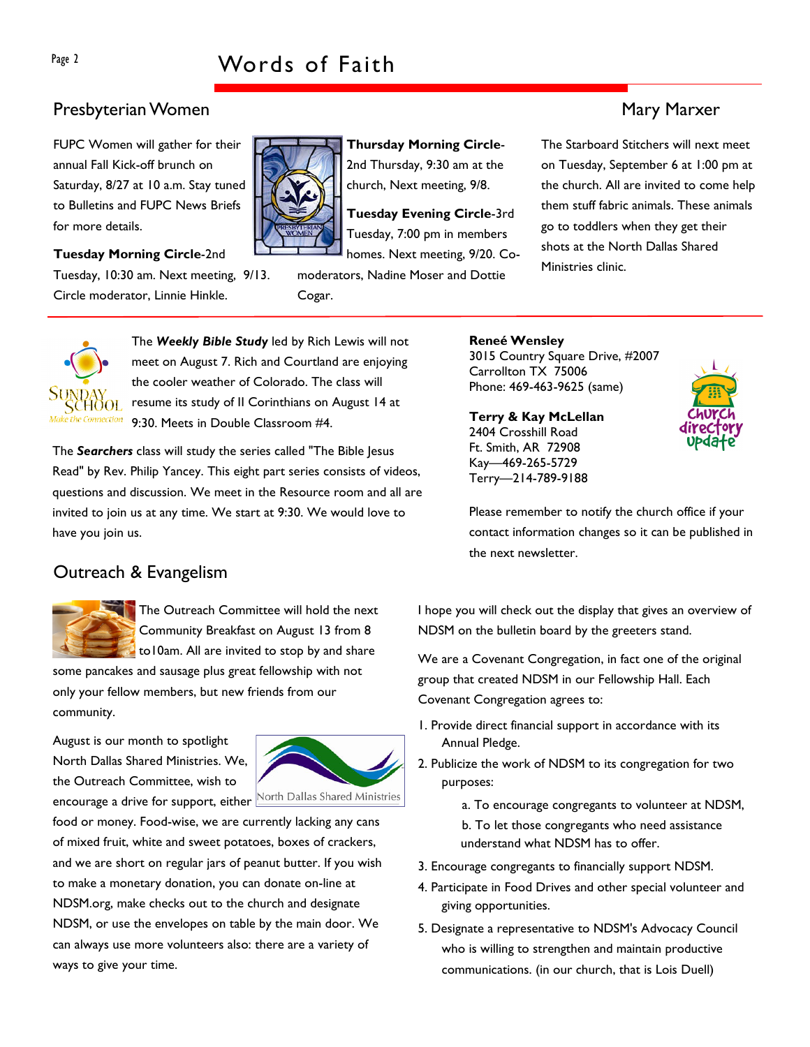# Words of Faith

## Presbyterian Women

FUPC Women will gather for their annual Fall Kick-off brunch on Saturday, 8/27 at 10 a.m. Stay tuned to Bulletins and FUPC News Briefs for more details.

**Tuesday Morning Circle**-2nd Tuesday, 10:30 am. Next meeting, 9/13. Circle moderator, Linnie Hinkle.

**Thursday Morning Circle**-2nd Thursday, 9:30 am at the church, Next meeting, 9/8.

**Tuesday Evening Circle**-3rd Tuesday, 7:00 pm in members homes. Next meeting, 9/20. Co-moderators, Nadine Moser and Dottie Cogar.

## Mary Marxer

The Starboard Stitchers will next meet on Tuesday, September 6 at 1:00 pm at the church. All are invited to come help them stuff fabric animals. These animals go to toddlers when they get their shots at the North Dallas Shared Ministries clinic.

---

The ***Weekly Bible Study*** led by Rich Lewis will not meet on August 7. Rich and Courtland are enjoying the cooler weather of Colorado. The class will resume its study of II Corinthians on August 14 at 9:30. Meets in Double Classroom #4.

The ***Searchers*** class will study the series called "The Bible Jesus Read" by Rev. Philip Yancey. This eight part series consists of videos, questions and discussion. We meet in the Resource room and all are invited to join us at any time. We start at 9:30. We would love to have you join us.

**Reneé Wensley**
3015 Country Square Drive, #2007
Carrollton TX 75006
Phone: 469-463-9625 (same)

**Terry & Kay McLellan**
2404 Crosshill Road
Ft. Smith, AR 72908
Kay—469-265-5729
Terry—214-789-9188

Please remember to notify the church office if your contact information changes so it can be published in the next newsletter.

## Outreach & Evangelism

The Outreach Committee will hold the next Community Breakfast on August 13 from 8 to10am. All are invited to stop by and share some pancakes and sausage plus great fellowship with not only your fellow members, but new friends from our community.

August is our month to spotlight North Dallas Shared Ministries. We, the Outreach Committee, wish to encourage a drive for support, either food or money. Food-wise, we are currently lacking any cans of mixed fruit, white and sweet potatoes, boxes of crackers, and we are short on regular jars of peanut butter. If you wish to make a monetary donation, you can donate on-line at NDSM.org, make checks out to the church and designate NDSM, or use the envelopes on table by the main door. We can always use more volunteers also: there are a variety of ways to give your time.

I hope you will check out the display that gives an overview of NDSM on the bulletin board by the greeters stand.

We are a Covenant Congregation, in fact one of the original group that created NDSM in our Fellowship Hall. Each Covenant Congregation agrees to:

1. Provide direct financial support in accordance with its Annual Pledge.
2. Publicize the work of NDSM to its congregation for two purposes:
   a. To encourage congregants to volunteer at NDSM,
   b. To let those congregants who need assistance understand what NDSM has to offer.
3. Encourage congregants to financially support NDSM.
4. Participate in Food Drives and other special volunteer and giving opportunities.
5. Designate a representative to NDSM's Advocacy Council who is willing to strengthen and maintain productive communications. (in our church, that is Lois Duell)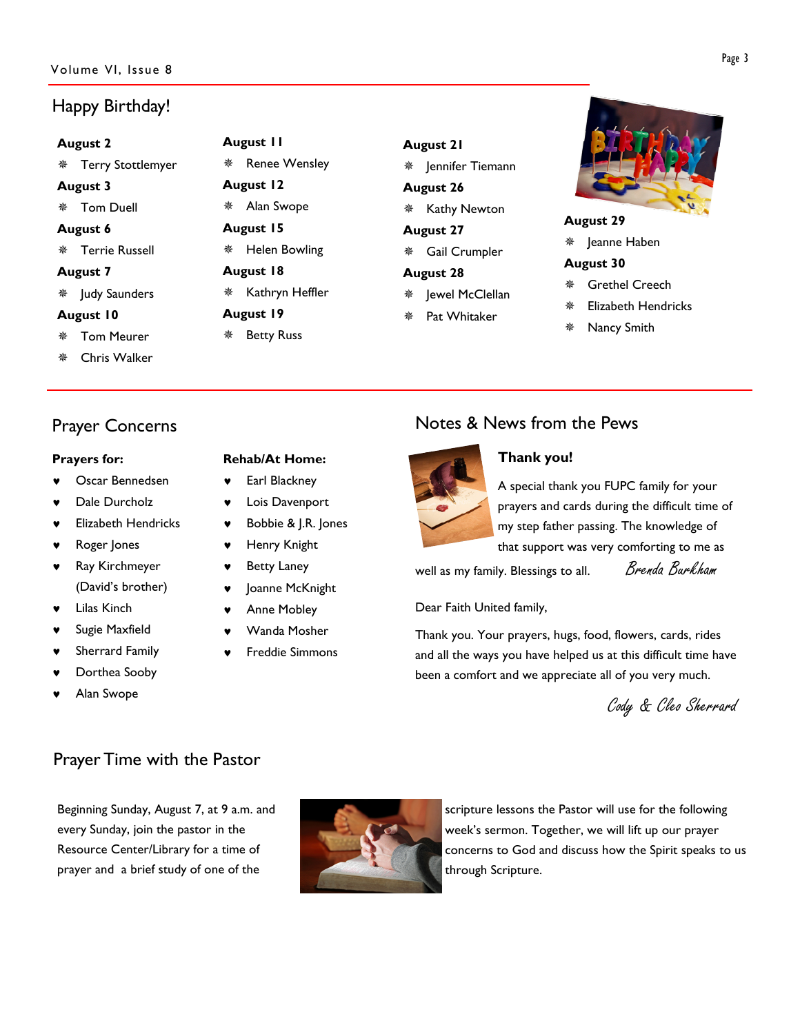## Happy Birthday!

**August 2**
- Terry Stottlemyer

**August 3**
- Tom Duell

**August 6**
- Terrie Russell

**August 7**
- Judy Saunders

**August 10**
- Tom Meurer
- Chris Walker

**August 11**
- Renee Wensley

**August 12**
- Alan Swope

**August 15**
- Helen Bowling

**August 18**
- Kathryn Heffler

**August 19**
- Betty Russ

**August 21**
- Jennifer Tiemann

**August 26**
- Kathy Newton

**August 27**
- Gail Crumpler

**August 28**
- Jewel McClellan
- Pat Whitaker

**August 29**
- Jeanne Haben

**August 30**
- Grethel Creech
- Elizabeth Hendricks
- Nancy Smith

## Prayer Concerns

**Prayers for:**
- Oscar Bennedsen
- Dale Durcholz
- Elizabeth Hendricks
- Roger Jones
- Ray Kirchmeyer (David's brother)
- Lilas Kinch
- Sugie Maxfield
- Sherrard Family
- Dorthea Sooby
- Alan Swope

**Rehab/At Home:**
- Earl Blackney
- Lois Davenport
- Bobbie & J.R. Jones
- Henry Knight
- Betty Laney
- Joanne McKnight
- Anne Mobley
- Wanda Mosher
- Freddie Simmons

## Notes & News from the Pews

**Thank you!**

A special thank you FUPC family for your prayers and cards during the difficult time of my step father passing. The knowledge of that support was very comforting to me as well as my family. Blessings to all. *Brenda Burkham*

Dear Faith United family,

Thank you. Your prayers, hugs, food, flowers, cards, rides and all the ways you have helped us at this difficult time have been a comfort and we appreciate all of you very much.

*Cody & Cleo Sherrard*

## Prayer Time with the Pastor

Beginning Sunday, August 7, at 9 a.m. and every Sunday, join the pastor in the Resource Center/Library for a time of prayer and a brief study of one of the scripture lessons the Pastor will use for the following week's sermon. Together, we will lift up our prayer concerns to God and discuss how the Spirit speaks to us through Scripture.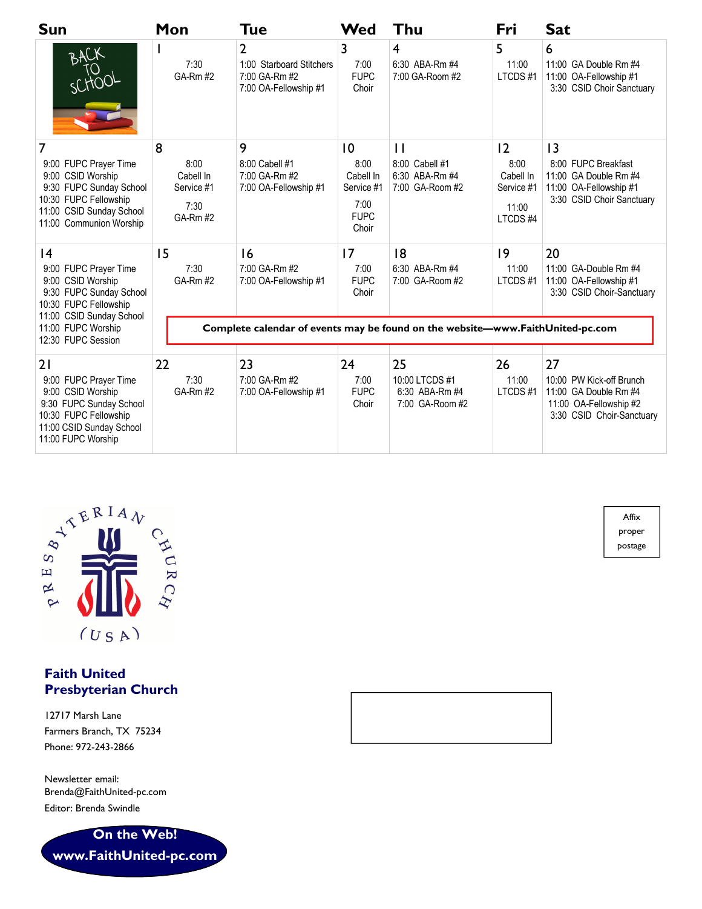| Sun | Mon | Tue | Wed | Thu | Fri | Sat |
|---|---|---|---|---|---|---|
| BACK TO SCHOOL | 1<br>7:30<br>GA-Rm #2 | 2<br>1:00 Starboard Stitchers<br>7:00 GA-Rm #2<br>7:00 OA-Fellowship #1 | 3<br>7:00<br>FUPC<br>Choir | 4<br>6:30 ABA-Rm #4<br>7:00 GA-Room #2 | 5<br>11:00<br>LTCDS #1 | 6<br>11:00 GA Double Rm #4<br>11:00 OA-Fellowship #1<br>3:30 CSID Choir Sanctuary |
| 7<br>9:00 FUPC Prayer Time<br>9:00 CSID Worship<br>9:30 FUPC Sunday School<br>10:30 FUPC Fellowship<br>11:00 CSID Sunday School<br>11:00 Communion Worship | 8<br>8:00<br>Cabell In<br>Service #1<br>7:30<br>GA-Rm #2 | 9<br>8:00 Cabell #1<br>7:00 GA-Rm #2<br>7:00 OA-Fellowship #1 | 10<br>8:00<br>Cabell In<br>Service #1<br>7:00<br>FUPC<br>Choir | 11<br>8:00 Cabell #1<br>6:30 ABA-Rm #4<br>7:00 GA-Room #2 | 12<br>8:00<br>Cabell In<br>Service #1<br>11:00<br>LTCDS #4 | 13<br>8:00 FUPC Breakfast<br>11:00 GA Double Rm #4<br>11:00 OA-Fellowship #1<br>3:30 CSID Choir Sanctuary |
| 14<br>9:00 FUPC Prayer Time<br>9:00 CSID Worship<br>9:30 FUPC Sunday School<br>10:30 FUPC Fellowship<br>11:00 CSID Sunday School<br>11:00 FUPC Worship<br>12:30 FUPC Session | 15<br>7:30<br>GA-Rm #2 | 16<br>7:00 GA-Rm #2<br>7:00 OA-Fellowship #1 | 17<br>7:00<br>FUPC<br>Choir | 18<br>6:30 ABA-Rm #4<br>7:00 GA-Room #2 | 19<br>11:00<br>LTCDS #1 | 20<br>11:00 GA-Double Rm #4<br>11:00 OA-Fellowship #1<br>3:30 CSID Choir-Sanctuary |
| 21<br>9:00 FUPC Prayer Time<br>9:00 CSID Worship<br>9:30 FUPC Sunday School<br>10:30 FUPC Fellowship<br>11:00 CSID Sunday School<br>11:00 FUPC Worship | 22<br>7:30<br>GA-Rm #2 | 23<br>7:00 GA-Rm #2<br>7:00 OA-Fellowship #1 | 24<br>7:00<br>FUPC<br>Choir | 25<br>10:00 LTCDS #1<br>6:30 ABA-Rm #4<br>7:00 GA-Room #2 | 26<br>11:00<br>LTCDS #1 | 27<br>10:00 PW Kick-off Brunch<br>11:00 GA Double Rm #4<br>11:00 OA-Fellowship #2<br>3:30 CSID Choir-Sanctuary |

**Complete calendar of events may be found on the website—www.FaithUnited-pc.com**

PRESBYTERIAN CHURCH (USA)

Affix proper postage

## Faith United Presbyterian Church

12717 Marsh Lane
Farmers Branch, TX 75234
Phone: 972-243-2866

Newsletter email:
Brenda@FaithUnited-pc.com
Editor: Brenda Swindle

**On the Web!**
**www.FaithUnited-pc.com**